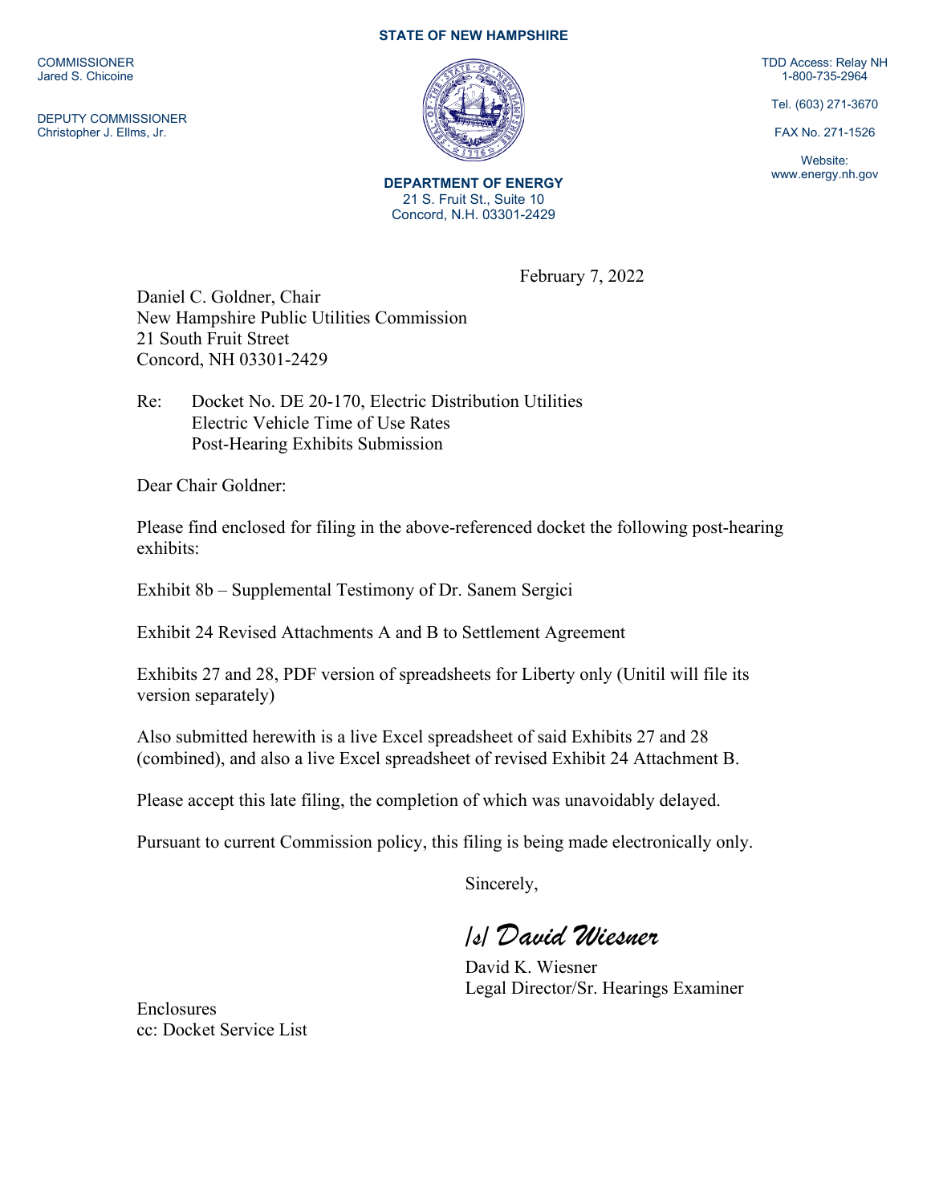**STATE OF NEW HAMPSHIRE**

COMMISSIONER
Jared S. Chicoine

DEPUTY COMMISSIONER
Christopher J. Ellms, Jr.

**DEPARTMENT OF ENERGY**
21 S. Fruit St., Suite 10
Concord, N.H. 03301-2429

TDD Access: Relay NH
1-800-735-2964

Tel. (603) 271-3670

FAX No. 271-1526

Website:
www.energy.nh.gov

February 7, 2022

Daniel C. Goldner, Chair
New Hampshire Public Utilities Commission
21 South Fruit Street
Concord, NH 03301-2429

Re: Docket No. DE 20-170, Electric Distribution Utilities
Electric Vehicle Time of Use Rates
Post-Hearing Exhibits Submission

Dear Chair Goldner:

Please find enclosed for filing in the above-referenced docket the following post-hearing exhibits:

Exhibit 8b – Supplemental Testimony of Dr. Sanem Sergici

Exhibit 24 Revised Attachments A and B to Settlement Agreement

Exhibits 27 and 28, PDF version of spreadsheets for Liberty only (Unitil will file its version separately)

Also submitted herewith is a live Excel spreadsheet of said Exhibits 27 and 28 (combined), and also a live Excel spreadsheet of revised Exhibit 24 Attachment B.

Please accept this late filing, the completion of which was unavoidably delayed.

Pursuant to current Commission policy, this filing is being made electronically only.

Sincerely,

*/s/ David Wiesner*

David K. Wiesner
Legal Director/Sr. Hearings Examiner

Enclosures
cc: Docket Service List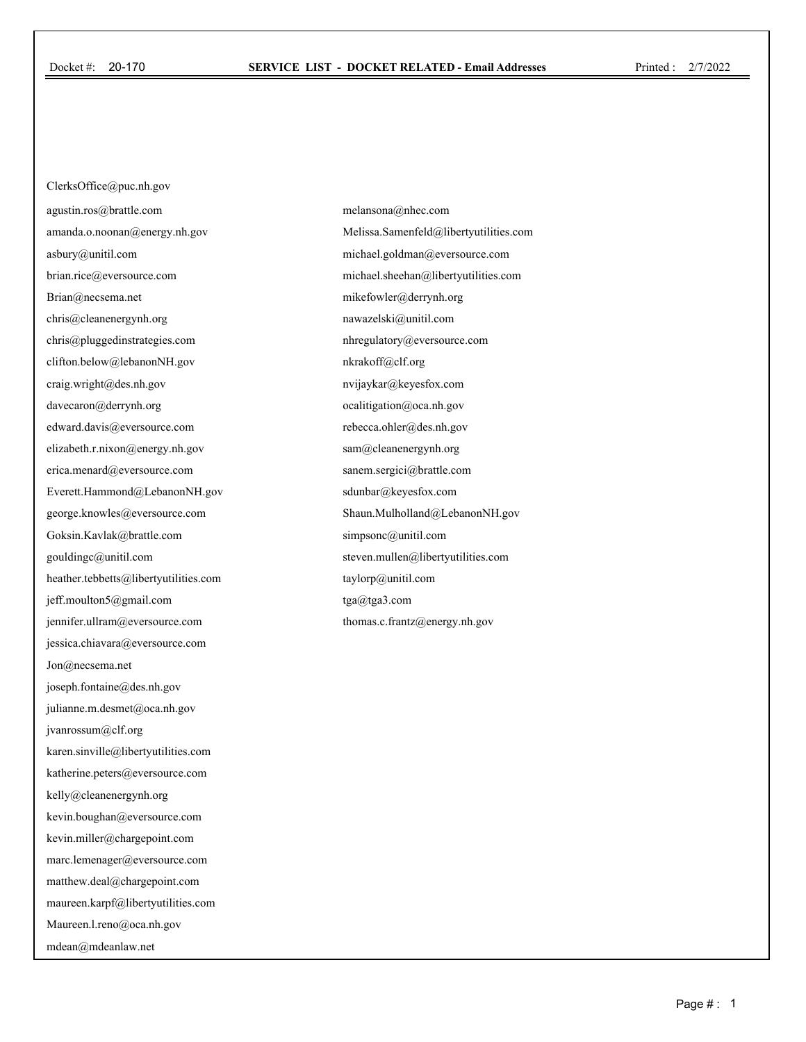Docket #: 20-170 **SERVICE LIST - DOCKET RELATED - Email Addresses** Printed : 2/7/2022

ClerksOffice@puc.nh.gov

agustin.ros@brattle.com
amanda.o.noonan@energy.nh.gov
asbury@unitil.com
brian.rice@eversource.com
Brian@necsema.net
chris@cleanenergynh.org
chris@pluggedinstrategies.com
clifton.below@lebanonNH.gov
craig.wright@des.nh.gov
davecaron@derrynh.org
edward.davis@eversource.com
elizabeth.r.nixon@energy.nh.gov
erica.menard@eversource.com
Everett.Hammond@LebanonNH.gov
george.knowles@eversource.com
Goksin.Kavlak@brattle.com
gouldingc@unitil.com
heather.tebbetts@libertyutilities.com
jeff.moulton5@gmail.com
jennifer.ullram@eversource.com
jessica.chiavara@eversource.com
Jon@necsema.net
joseph.fontaine@des.nh.gov
julianne.m.desmet@oca.nh.gov
jvanrossum@clf.org
karen.sinville@libertyutilities.com
katherine.peters@eversource.com
kelly@cleanenergynh.org
kevin.boughan@eversource.com
kevin.miller@chargepoint.com
marc.lemenager@eversource.com
matthew.deal@chargepoint.com
maureen.karpf@libertyutilities.com
Maureen.l.reno@oca.nh.gov
mdean@mdeanlaw.net
melansona@nhec.com
Melissa.Samenfeld@libertyutilities.com
michael.goldman@eversource.com
michael.sheehan@libertyutilities.com
mikefowler@derrynh.org
nawazelski@unitil.com
nhregulatory@eversource.com
nkrakoff@clf.org
nvijaykar@keyesfox.com
ocalitigation@oca.nh.gov
rebecca.ohler@des.nh.gov
sam@cleanenergynh.org
sanem.sergici@brattle.com
sdunbar@keyesfox.com
Shaun.Mulholland@LebanonNH.gov
simpsonc@unitil.com
steven.mullen@libertyutilities.com
taylorp@unitil.com
tga@tga3.com
thomas.c.frantz@energy.nh.gov